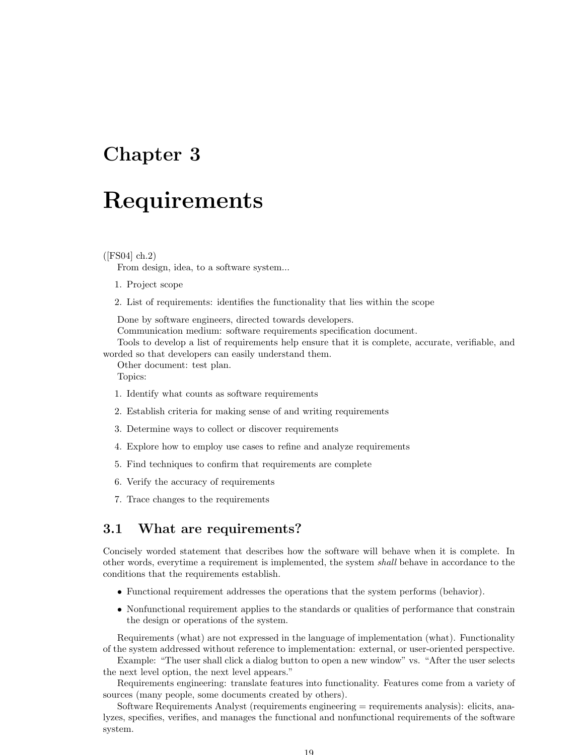# Chapter 3

# Requirements

([FS04] ch.2)

From design, idea, to a software system...

1. Project scope
2. List of requirements: identifies the functionality that lies within the scope

Done by software engineers, directed towards developers.

Communication medium: software requirements specification document.

Tools to develop a list of requirements help ensure that it is complete, accurate, verifiable, and worded so that developers can easily understand them.

Other document: test plan.

Topics:

1. Identify what counts as software requirements
2. Establish criteria for making sense of and writing requirements
3. Determine ways to collect or discover requirements
4. Explore how to employ use cases to refine and analyze requirements
5. Find techniques to confirm that requirements are complete
6. Verify the accuracy of requirements
7. Trace changes to the requirements

## 3.1 What are requirements?

Concisely worded statement that describes how the software will behave when it is complete. In other words, everytime a requirement is implemented, the system *shall* behave in accordance to the conditions that the requirements establish.

- Functional requirement addresses the operations that the system performs (behavior).
- Nonfunctional requirement applies to the standards or qualities of performance that constrain the design or operations of the system.

Requirements (what) are not expressed in the language of implementation (what). Functionality of the system addressed without reference to implementation: external, or user-oriented perspective.

Example: "The user shall click a dialog button to open a new window" vs. "After the user selects the next level option, the next level appears."

Requirements engineering: translate features into functionality. Features come from a variety of sources (many people, some documents created by others).

Software Requirements Analyst (requirements engineering = requirements analysis): elicits, analyzes, specifies, verifies, and manages the functional and nonfunctional requirements of the software system.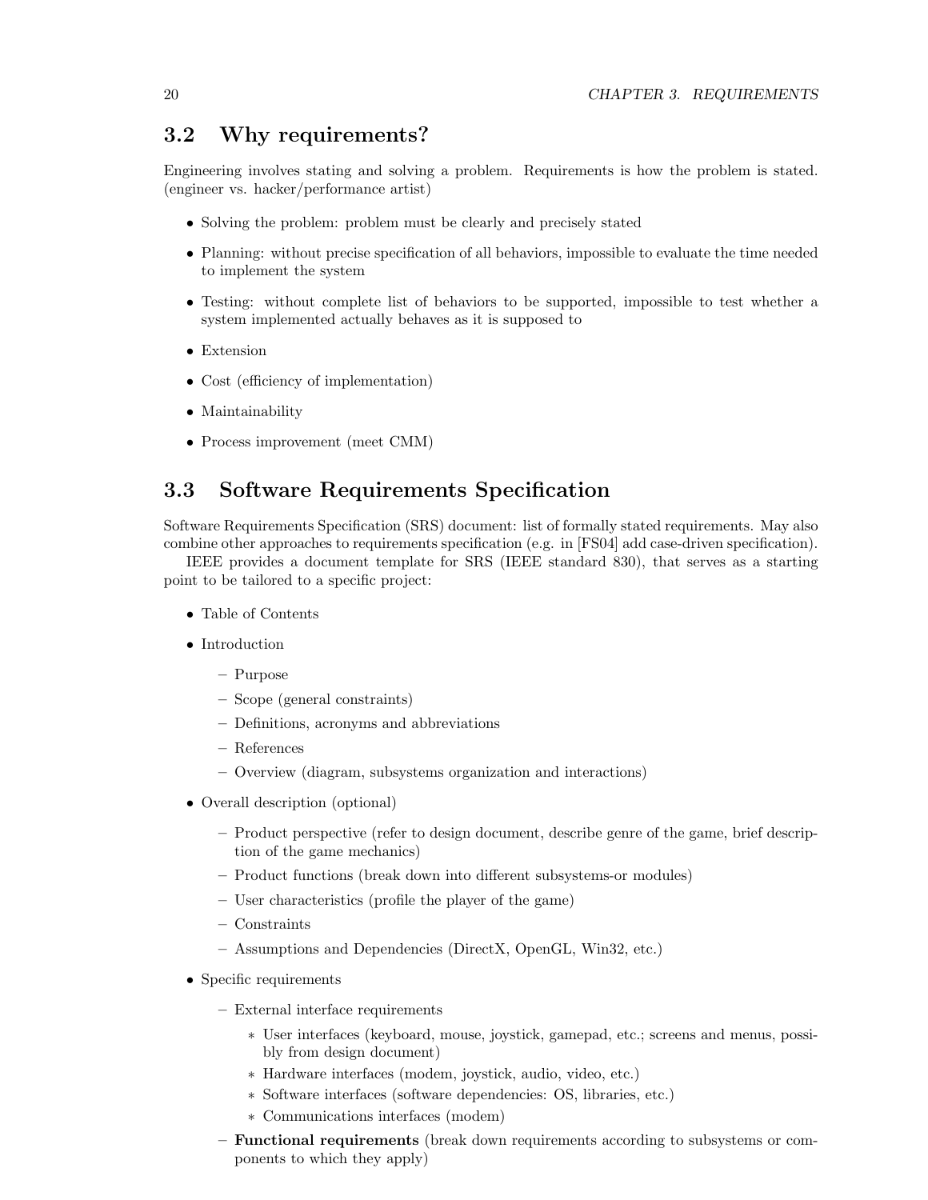## 3.2 Why requirements?

Engineering involves stating and solving a problem. Requirements is how the problem is stated. (engineer vs. hacker/performance artist)

- Solving the problem: problem must be clearly and precisely stated
- Planning: without precise specification of all behaviors, impossible to evaluate the time needed to implement the system
- Testing: without complete list of behaviors to be supported, impossible to test whether a system implemented actually behaves as it is supposed to
- Extension
- Cost (efficiency of implementation)
- Maintainability
- Process improvement (meet CMM)

## 3.3 Software Requirements Specification

Software Requirements Specification (SRS) document: list of formally stated requirements. May also combine other approaches to requirements specification (e.g. in [FS04] add case-driven specification).

IEEE provides a document template for SRS (IEEE standard 830), that serves as a starting point to be tailored to a specific project:

- Table of Contents
- Introduction
  - Purpose
  - Scope (general constraints)
  - Definitions, acronyms and abbreviations
  - References
  - Overview (diagram, subsystems organization and interactions)
- Overall description (optional)
  - Product perspective (refer to design document, describe genre of the game, brief description of the game mechanics)
  - Product functions (break down into different subsystems-or modules)
  - User characteristics (profile the player of the game)
  - Constraints
  - Assumptions and Dependencies (DirectX, OpenGL, Win32, etc.)
- Specific requirements
  - External interface requirements
    - User interfaces (keyboard, mouse, joystick, gamepad, etc.; screens and menus, possibly from design document)
    - Hardware interfaces (modem, joystick, audio, video, etc.)
    - Software interfaces (software dependencies: OS, libraries, etc.)
    - Communications interfaces (modem)
  - **Functional requirements** (break down requirements according to subsystems or components to which they apply)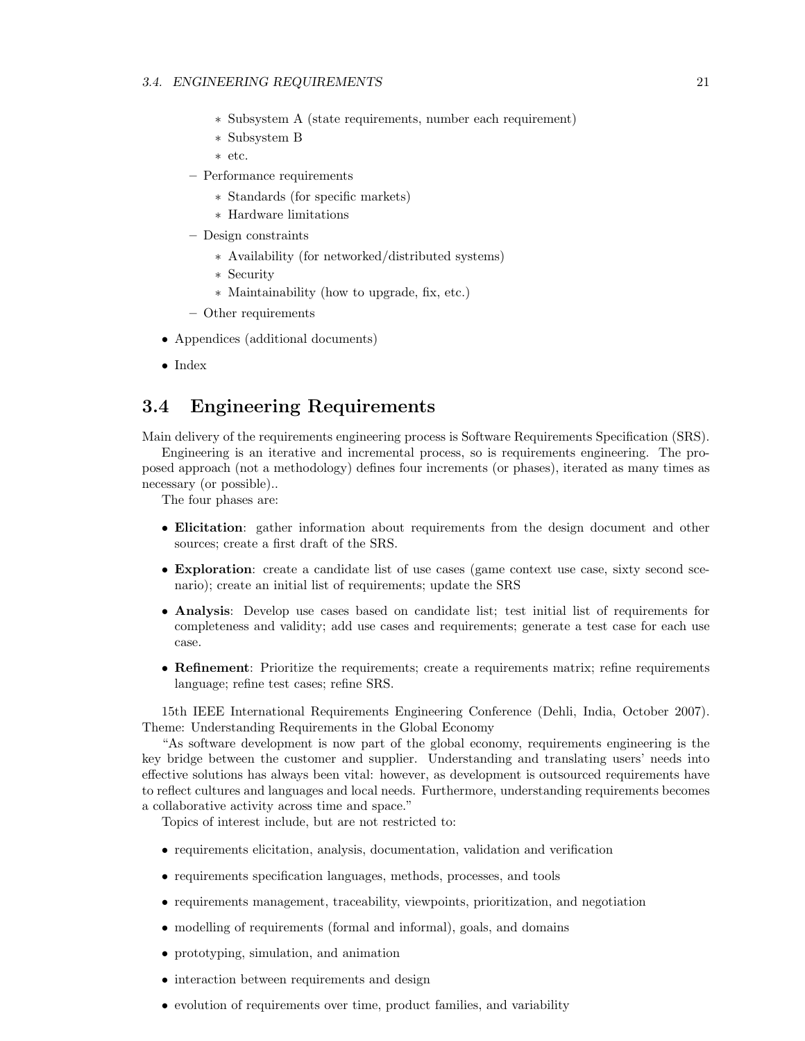- Subsystem A (state requirements, number each requirement)
    - Subsystem B
    - etc.
  - Performance requirements
    - Standards (for specific markets)
    - Hardware limitations
  - Design constraints
    - Availability (for networked/distributed systems)
    - Security
    - Maintainability (how to upgrade, fix, etc.)
  - Other requirements
- Appendices (additional documents)
- Index

## 3.4 Engineering Requirements

Main delivery of the requirements engineering process is Software Requirements Specification (SRS).

Engineering is an iterative and incremental process, so is requirements engineering. The proposed approach (not a methodology) defines four increments (or phases), iterated as many times as necessary (or possible)..

The four phases are:

- **Elicitation**: gather information about requirements from the design document and other sources; create a first draft of the SRS.
- **Exploration**: create a candidate list of use cases (game context use case, sixty second scenario); create an initial list of requirements; update the SRS
- **Analysis**: Develop use cases based on candidate list; test initial list of requirements for completeness and validity; add use cases and requirements; generate a test case for each use case.
- **Refinement**: Prioritize the requirements; create a requirements matrix; refine requirements language; refine test cases; refine SRS.

15th IEEE International Requirements Engineering Conference (Dehli, India, October 2007). Theme: Understanding Requirements in the Global Economy

"As software development is now part of the global economy, requirements engineering is the key bridge between the customer and supplier. Understanding and translating users' needs into effective solutions has always been vital: however, as development is outsourced requirements have to reflect cultures and languages and local needs. Furthermore, understanding requirements becomes a collaborative activity across time and space."

Topics of interest include, but are not restricted to:

- requirements elicitation, analysis, documentation, validation and verification
- requirements specification languages, methods, processes, and tools
- requirements management, traceability, viewpoints, prioritization, and negotiation
- modelling of requirements (formal and informal), goals, and domains
- prototyping, simulation, and animation
- interaction between requirements and design
- evolution of requirements over time, product families, and variability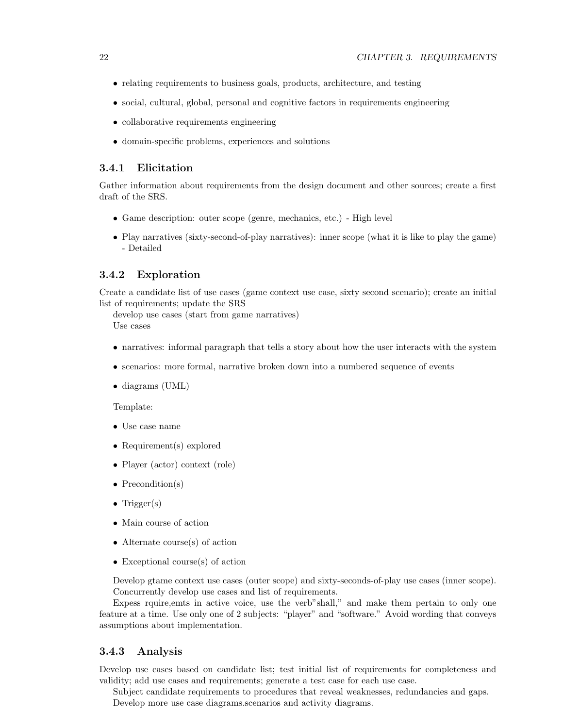- relating requirements to business goals, products, architecture, and testing
- social, cultural, global, personal and cognitive factors in requirements engineering
- collaborative requirements engineering
- domain-specific problems, experiences and solutions

### 3.4.1 Elicitation

Gather information about requirements from the design document and other sources; create a first draft of the SRS.

- Game description: outer scope (genre, mechanics, etc.) - High level
- Play narratives (sixty-second-of-play narratives): inner scope (what it is like to play the game) - Detailed

### 3.4.2 Exploration

Create a candidate list of use cases (game context use case, sixty second scenario); create an initial list of requirements; update the SRS

develop use cases (start from game narratives)

Use cases

- narratives: informal paragraph that tells a story about how the user interacts with the system
- scenarios: more formal, narrative broken down into a numbered sequence of events
- diagrams (UML)

Template:

- Use case name
- Requirement(s) explored
- Player (actor) context (role)
- Precondition(s)
- Trigger(s)
- Main course of action
- Alternate course(s) of action
- Exceptional course(s) of action

Develop gtame context use cases (outer scope) and sixty-seconds-of-play use cases (inner scope).

Concurrently develop use cases and list of requirements.

Expess rquire,emts in active voice, use the verb"shall," and make them pertain to only one feature at a time. Use only one of 2 subjects: "player" and "software." Avoid wording that conveys assumptions about implementation.

### 3.4.3 Analysis

Develop use cases based on candidate list; test initial list of requirements for completeness and validity; add use cases and requirements; generate a test case for each use case.

Subject candidate requirements to procedures that reveal weaknesses, redundancies and gaps.

Develop more use case diagrams.scenarios and activity diagrams.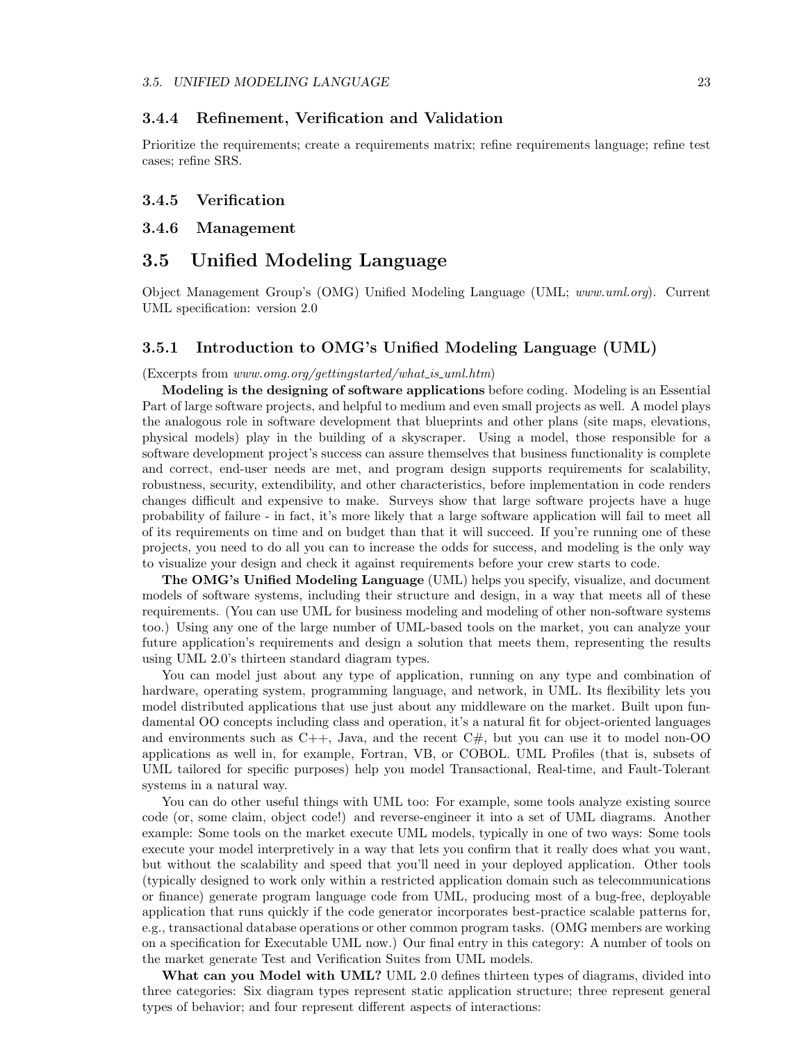### 3.4.4 Refinement, Verification and Validation

Prioritize the requirements; create a requirements matrix; refine requirements language; refine test cases; refine SRS.

### 3.4.5 Verification

### 3.4.6 Management

## 3.5 Unified Modeling Language

Object Management Group's (OMG) Unified Modeling Language (UML; *www.uml.org*). Current UML specification: version 2.0

### 3.5.1 Introduction to OMG's Unified Modeling Language (UML)

(Excerpts from *www.omg.org/gettingstarted/what_is_uml.htm*)

**Modeling is the designing of software applications** before coding. Modeling is an Essential Part of large software projects, and helpful to medium and even small projects as well. A model plays the analogous role in software development that blueprints and other plans (site maps, elevations, physical models) play in the building of a skyscraper. Using a model, those responsible for a software development project's success can assure themselves that business functionality is complete and correct, end-user needs are met, and program design supports requirements for scalability, robustness, security, extendibility, and other characteristics, before implementation in code renders changes difficult and expensive to make. Surveys show that large software projects have a huge probability of failure - in fact, it's more likely that a large software application will fail to meet all of its requirements on time and on budget than that it will succeed. If you're running one of these projects, you need to do all you can to increase the odds for success, and modeling is the only way to visualize your design and check it against requirements before your crew starts to code.

**The OMG's Unified Modeling Language** (UML) helps you specify, visualize, and document models of software systems, including their structure and design, in a way that meets all of these requirements. (You can use UML for business modeling and modeling of other non-software systems too.) Using any one of the large number of UML-based tools on the market, you can analyze your future application's requirements and design a solution that meets them, representing the results using UML 2.0's thirteen standard diagram types.

You can model just about any type of application, running on any type and combination of hardware, operating system, programming language, and network, in UML. Its flexibility lets you model distributed applications that use just about any middleware on the market. Built upon fundamental OO concepts including class and operation, it's a natural fit for object-oriented languages and environments such as C++, Java, and the recent C#, but you can use it to model non-OO applications as well in, for example, Fortran, VB, or COBOL. UML Profiles (that is, subsets of UML tailored for specific purposes) help you model Transactional, Real-time, and Fault-Tolerant systems in a natural way.

You can do other useful things with UML too: For example, some tools analyze existing source code (or, some claim, object code!) and reverse-engineer it into a set of UML diagrams. Another example: Some tools on the market execute UML models, typically in one of two ways: Some tools execute your model interpretively in a way that lets you confirm that it really does what you want, but without the scalability and speed that you'll need in your deployed application. Other tools (typically designed to work only within a restricted application domain such as telecommunications or finance) generate program language code from UML, producing most of a bug-free, deployable application that runs quickly if the code generator incorporates best-practice scalable patterns for, e.g., transactional database operations or other common program tasks. (OMG members are working on a specification for Executable UML now.) Our final entry in this category: A number of tools on the market generate Test and Verification Suites from UML models.

**What can you Model with UML?** UML 2.0 defines thirteen types of diagrams, divided into three categories: Six diagram types represent static application structure; three represent general types of behavior; and four represent different aspects of interactions: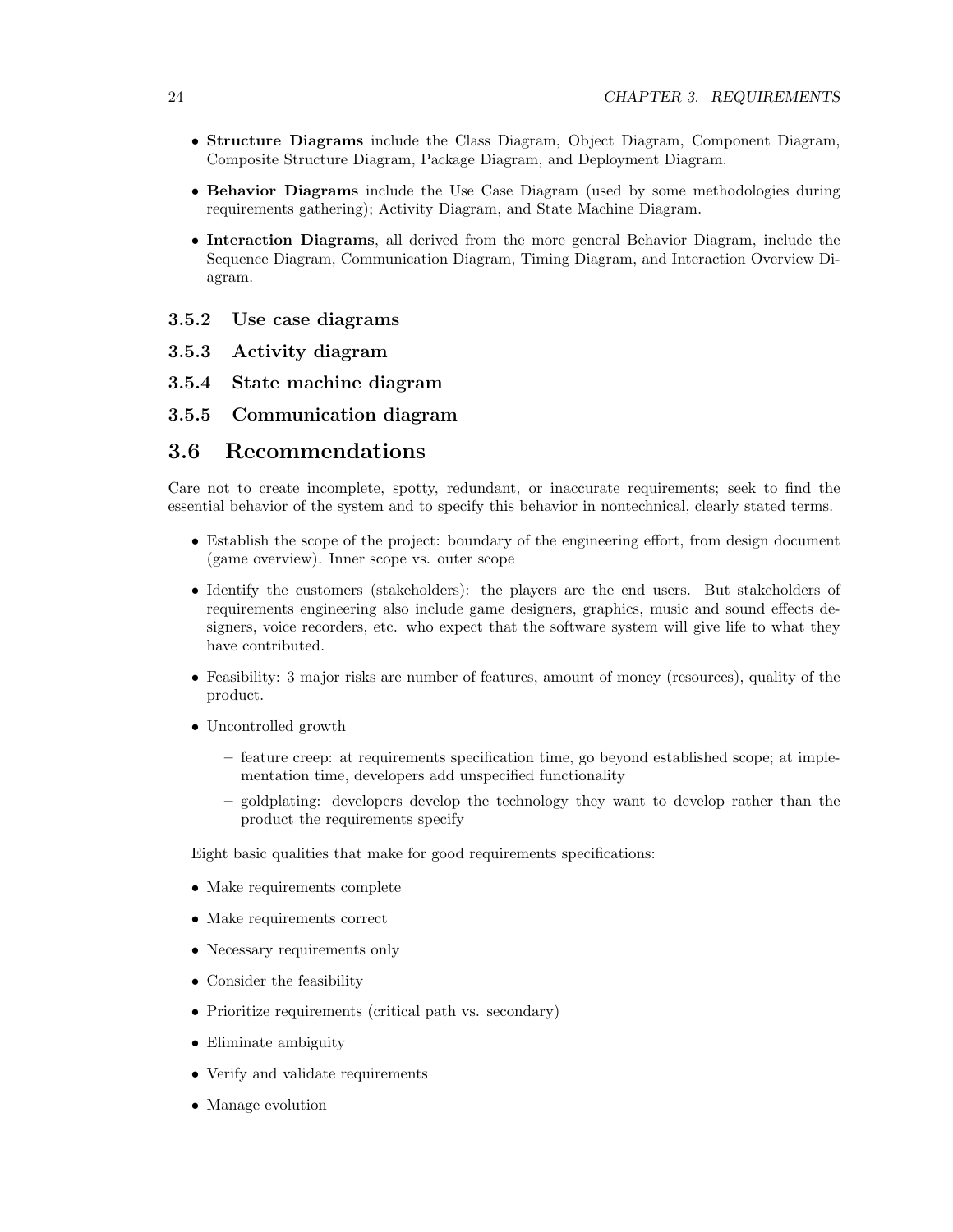- **Structure Diagrams** include the Class Diagram, Object Diagram, Component Diagram, Composite Structure Diagram, Package Diagram, and Deployment Diagram.
- **Behavior Diagrams** include the Use Case Diagram (used by some methodologies during requirements gathering); Activity Diagram, and State Machine Diagram.
- **Interaction Diagrams**, all derived from the more general Behavior Diagram, include the Sequence Diagram, Communication Diagram, Timing Diagram, and Interaction Overview Diagram.

### 3.5.2 Use case diagrams

### 3.5.3 Activity diagram

### 3.5.4 State machine diagram

### 3.5.5 Communication diagram

## 3.6 Recommendations

Care not to create incomplete, spotty, redundant, or inaccurate requirements; seek to find the essential behavior of the system and to specify this behavior in nontechnical, clearly stated terms.

- Establish the scope of the project: boundary of the engineering effort, from design document (game overview). Inner scope vs. outer scope
- Identify the customers (stakeholders): the players are the end users. But stakeholders of requirements engineering also include game designers, graphics, music and sound effects designers, voice recorders, etc. who expect that the software system will give life to what they have contributed.
- Feasibility: 3 major risks are number of features, amount of money (resources), quality of the product.
- Uncontrolled growth
  - feature creep: at requirements specification time, go beyond established scope; at implementation time, developers add unspecified functionality
  - goldplating: developers develop the technology they want to develop rather than the product the requirements specify

Eight basic qualities that make for good requirements specifications:

- Make requirements complete
- Make requirements correct
- Necessary requirements only
- Consider the feasibility
- Prioritize requirements (critical path vs. secondary)
- Eliminate ambiguity
- Verify and validate requirements
- Manage evolution